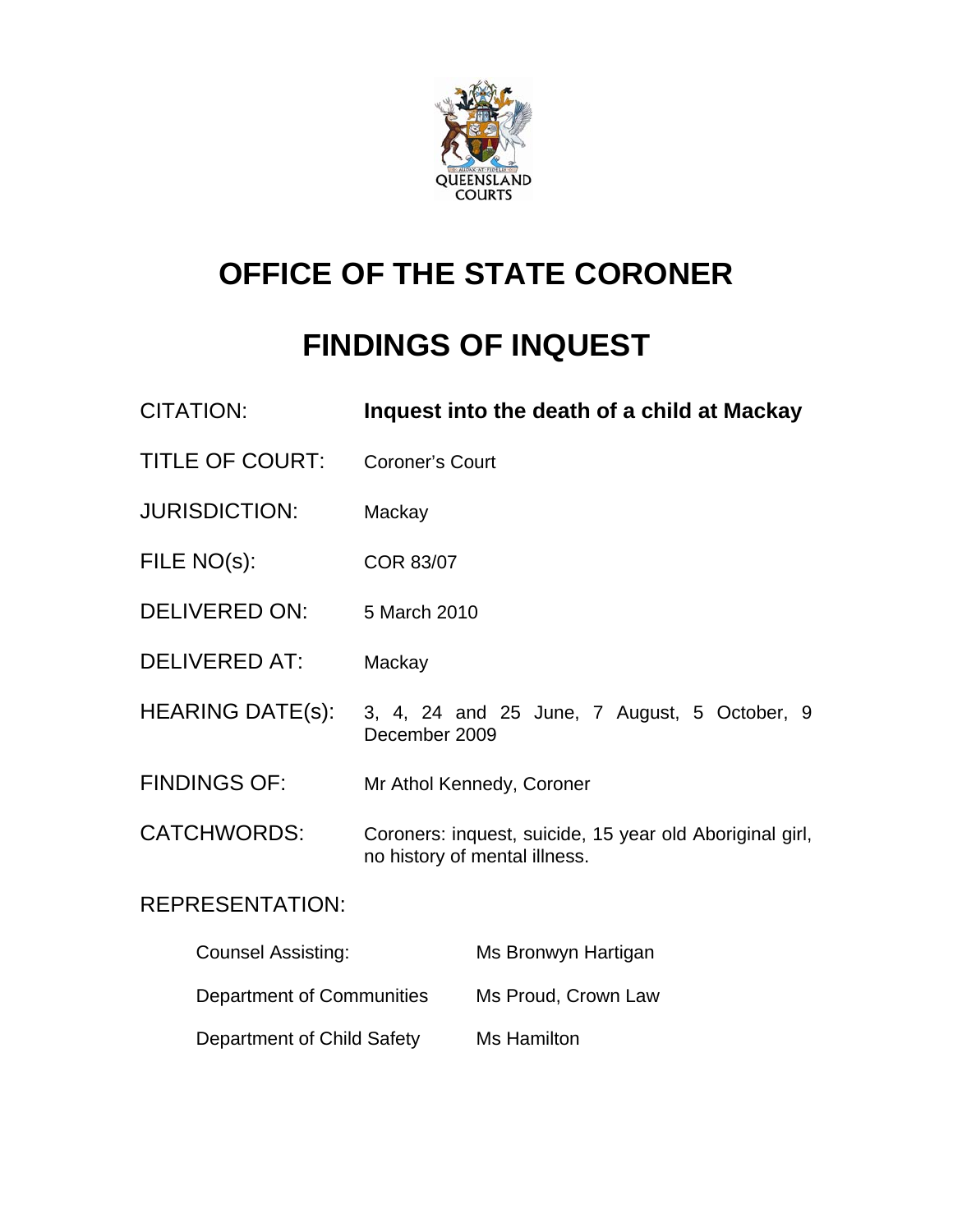# OFFICE OF THE STATE CORONER

# FINDINGS OF INQUEST

| | |
|---|---|
| CITATION: | **Inquest into the death of a child at Mackay** |
| TITLE OF COURT: | Coroner's Court |
| JURISDICTION: | Mackay |
| FILE NO(s): | COR 83/07 |
| DELIVERED ON: | 5 March 2010 |
| DELIVERED AT: | Mackay |
| HEARING DATE(s): | 3, 4, 24 and 25 June, 7 August, 5 October, 9 December 2009 |
| FINDINGS OF: | Mr Athol Kennedy, Coroner |
| CATCHWORDS: | Coroners: inquest, suicide, 15 year old Aboriginal girl, no history of mental illness. |

REPRESENTATION:

| | |
|---|---|
| Counsel Assisting: | Ms Bronwyn Hartigan |
| Department of Communities | Ms Proud, Crown Law |
| Department of Child Safety | Ms Hamilton |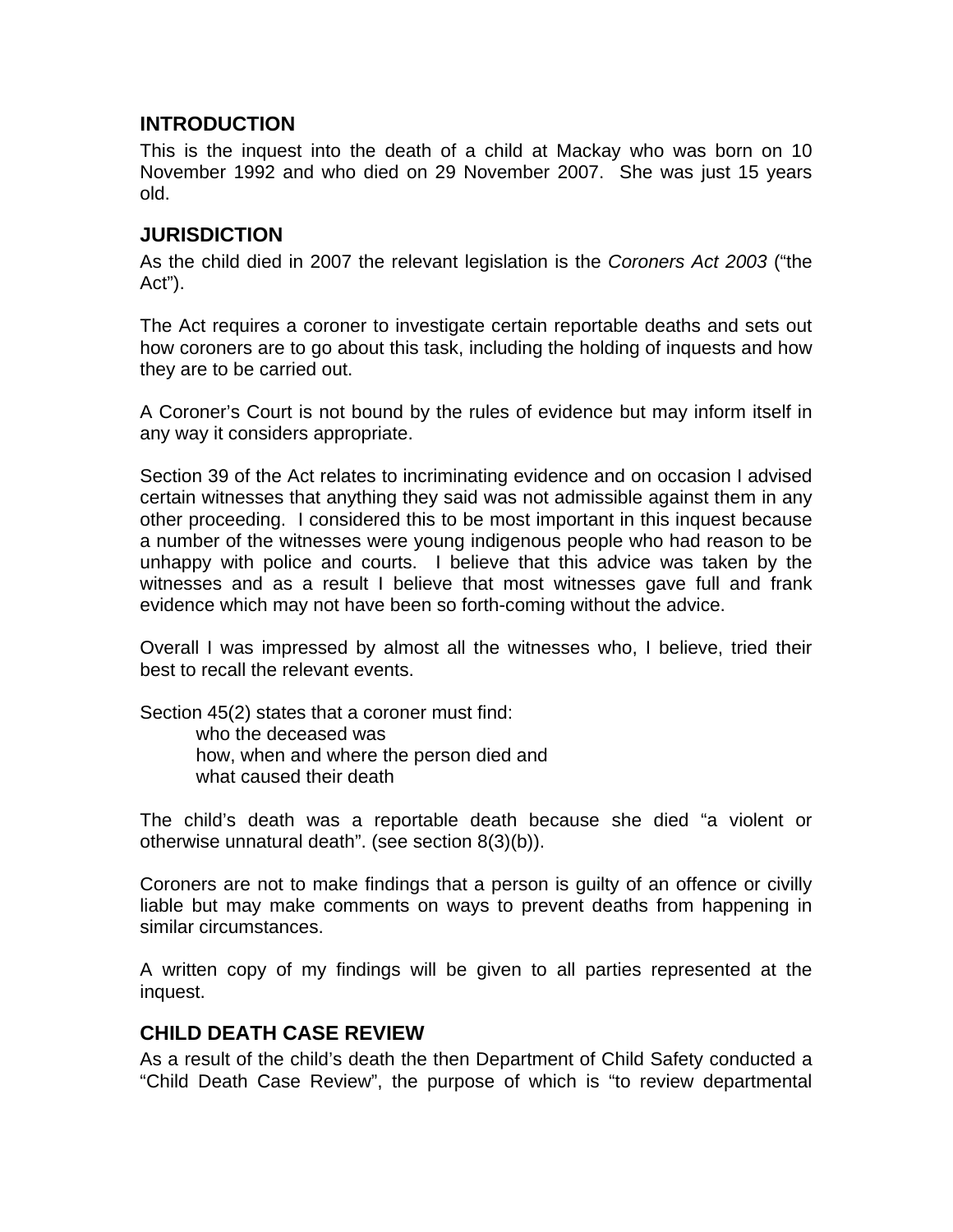## INTRODUCTION

This is the inquest into the death of a child at Mackay who was born on 10 November 1992 and who died on 29 November 2007. She was just 15 years old.

## JURISDICTION

As the child died in 2007 the relevant legislation is the *Coroners Act 2003* ("the Act").

The Act requires a coroner to investigate certain reportable deaths and sets out how coroners are to go about this task, including the holding of inquests and how they are to be carried out.

A Coroner's Court is not bound by the rules of evidence but may inform itself in any way it considers appropriate.

Section 39 of the Act relates to incriminating evidence and on occasion I advised certain witnesses that anything they said was not admissible against them in any other proceeding. I considered this to be most important in this inquest because a number of the witnesses were young indigenous people who had reason to be unhappy with police and courts. I believe that this advice was taken by the witnesses and as a result I believe that most witnesses gave full and frank evidence which may not have been so forth-coming without the advice.

Overall I was impressed by almost all the witnesses who, I believe, tried their best to recall the relevant events.

Section 45(2) states that a coroner must find:

- who the deceased was
- how, when and where the person died and
- what caused their death

The child's death was a reportable death because she died "a violent or otherwise unnatural death". (see section 8(3)(b)).

Coroners are not to make findings that a person is guilty of an offence or civilly liable but may make comments on ways to prevent deaths from happening in similar circumstances.

A written copy of my findings will be given to all parties represented at the inquest.

## CHILD DEATH CASE REVIEW

As a result of the child's death the then Department of Child Safety conducted a "Child Death Case Review", the purpose of which is "to review departmental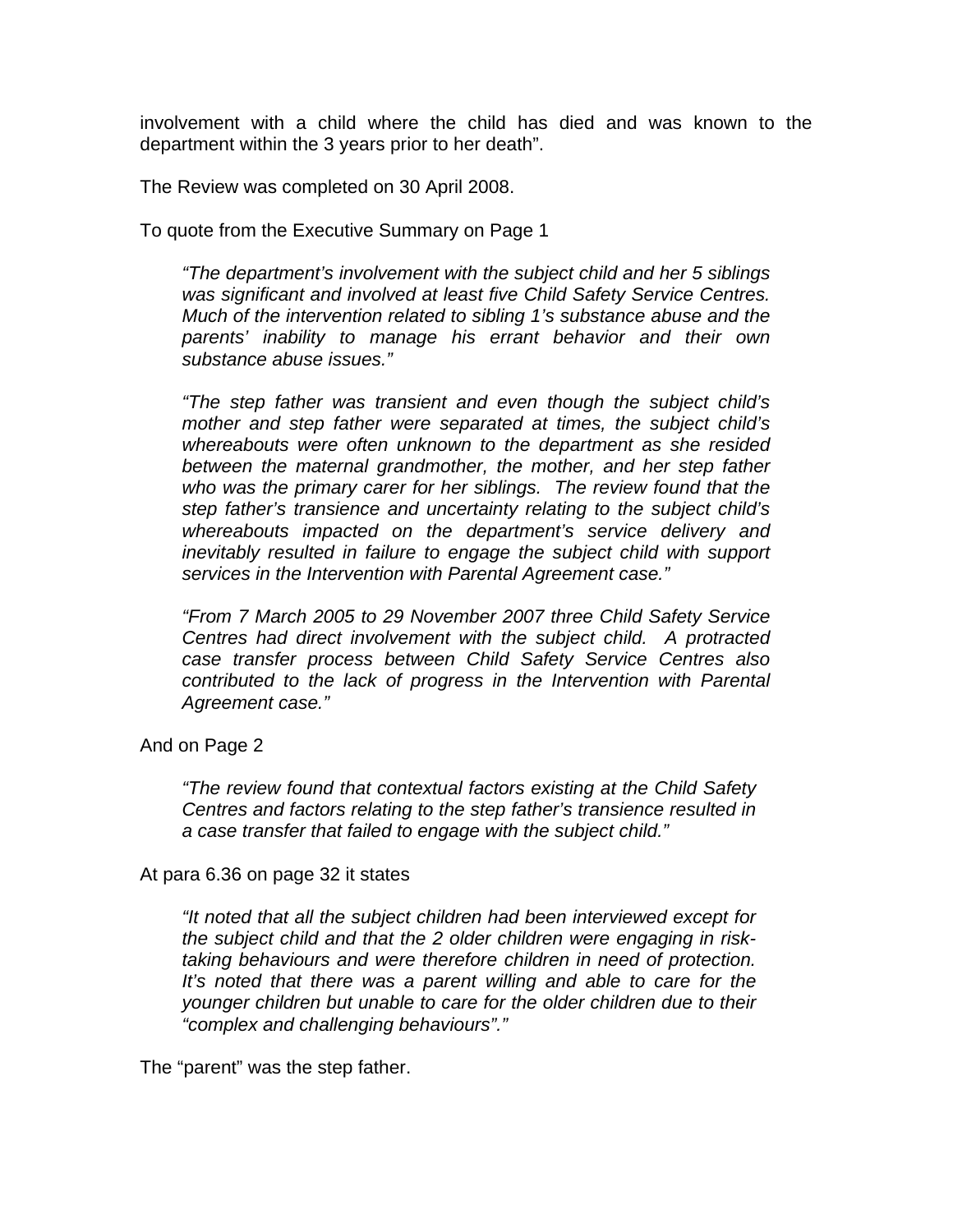involvement with a child where the child has died and was known to the department within the 3 years prior to her death".

The Review was completed on 30 April 2008.

To quote from the Executive Summary on Page 1

> *"The department's involvement with the subject child and her 5 siblings was significant and involved at least five Child Safety Service Centres. Much of the intervention related to sibling 1's substance abuse and the parents' inability to manage his errant behavior and their own substance abuse issues."*
>
> *"The step father was transient and even though the subject child's mother and step father were separated at times, the subject child's whereabouts were often unknown to the department as she resided between the maternal grandmother, the mother, and her step father who was the primary carer for her siblings. The review found that the step father's transience and uncertainty relating to the subject child's whereabouts impacted on the department's service delivery and inevitably resulted in failure to engage the subject child with support services in the Intervention with Parental Agreement case."*
>
> *"From 7 March 2005 to 29 November 2007 three Child Safety Service Centres had direct involvement with the subject child. A protracted case transfer process between Child Safety Service Centres also contributed to the lack of progress in the Intervention with Parental Agreement case."*

And on Page 2

> *"The review found that contextual factors existing at the Child Safety Centres and factors relating to the step father's transience resulted in a case transfer that failed to engage with the subject child."*

At para 6.36 on page 32 it states

> *"It noted that all the subject children had been interviewed except for the subject child and that the 2 older children were engaging in risk-taking behaviours and were therefore children in need of protection. It's noted that there was a parent willing and able to care for the younger children but unable to care for the older children due to their "complex and challenging behaviours"."*

The "parent" was the step father.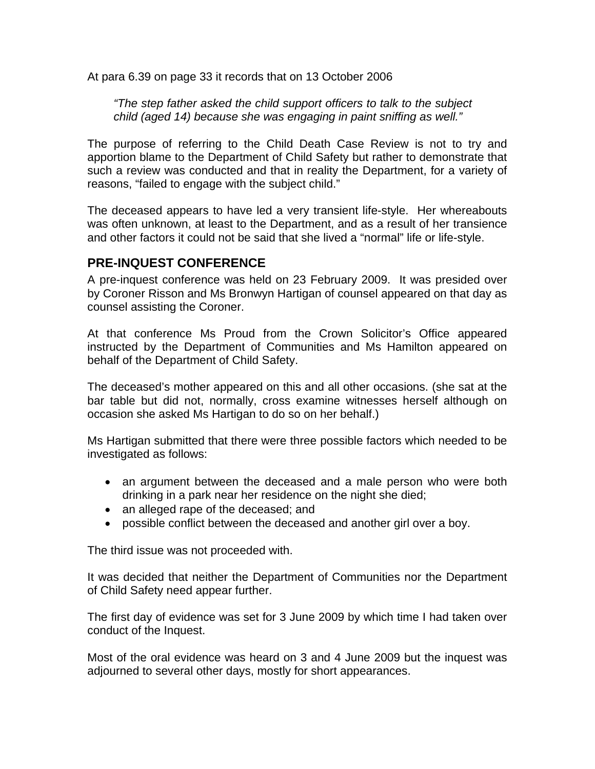At para 6.39 on page 33 it records that on 13 October 2006

> *"The step father asked the child support officers to talk to the subject child (aged 14) because she was engaging in paint sniffing as well."*

The purpose of referring to the Child Death Case Review is not to try and apportion blame to the Department of Child Safety but rather to demonstrate that such a review was conducted and that in reality the Department, for a variety of reasons, "failed to engage with the subject child."

The deceased appears to have led a very transient life-style. Her whereabouts was often unknown, at least to the Department, and as a result of her transience and other factors it could not be said that she lived a "normal" life or life-style.

## PRE-INQUEST CONFERENCE

A pre-inquest conference was held on 23 February 2009. It was presided over by Coroner Risson and Ms Bronwyn Hartigan of counsel appeared on that day as counsel assisting the Coroner.

At that conference Ms Proud from the Crown Solicitor's Office appeared instructed by the Department of Communities and Ms Hamilton appeared on behalf of the Department of Child Safety.

The deceased's mother appeared on this and all other occasions. (she sat at the bar table but did not, normally, cross examine witnesses herself although on occasion she asked Ms Hartigan to do so on her behalf.)

Ms Hartigan submitted that there were three possible factors which needed to be investigated as follows:

- an argument between the deceased and a male person who were both drinking in a park near her residence on the night she died;
- an alleged rape of the deceased; and
- possible conflict between the deceased and another girl over a boy.

The third issue was not proceeded with.

It was decided that neither the Department of Communities nor the Department of Child Safety need appear further.

The first day of evidence was set for 3 June 2009 by which time I had taken over conduct of the Inquest.

Most of the oral evidence was heard on 3 and 4 June 2009 but the inquest was adjourned to several other days, mostly for short appearances.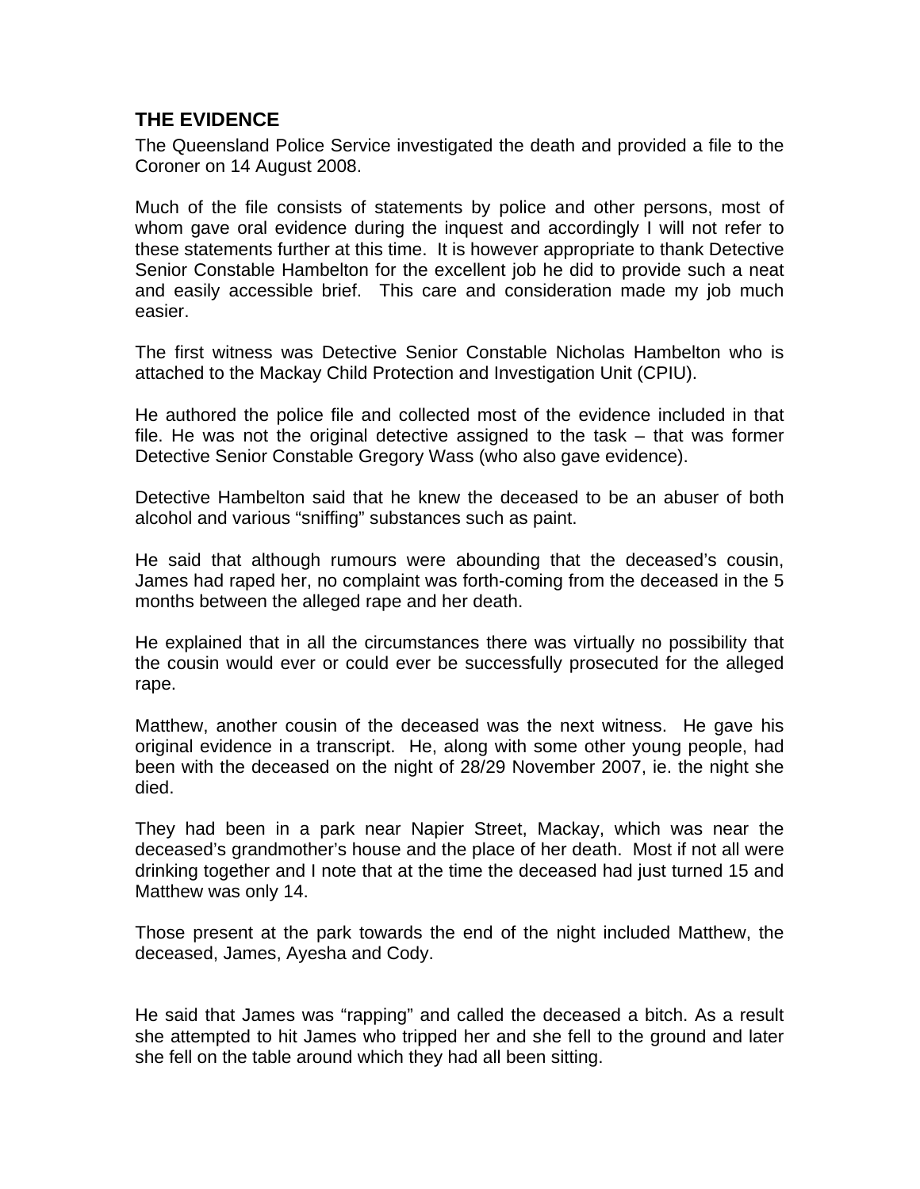## THE EVIDENCE

The Queensland Police Service investigated the death and provided a file to the Coroner on 14 August 2008.

Much of the file consists of statements by police and other persons, most of whom gave oral evidence during the inquest and accordingly I will not refer to these statements further at this time. It is however appropriate to thank Detective Senior Constable Hambelton for the excellent job he did to provide such a neat and easily accessible brief. This care and consideration made my job much easier.

The first witness was Detective Senior Constable Nicholas Hambelton who is attached to the Mackay Child Protection and Investigation Unit (CPIU).

He authored the police file and collected most of the evidence included in that file. He was not the original detective assigned to the task – that was former Detective Senior Constable Gregory Wass (who also gave evidence).

Detective Hambelton said that he knew the deceased to be an abuser of both alcohol and various "sniffing" substances such as paint.

He said that although rumours were abounding that the deceased's cousin, James had raped her, no complaint was forth-coming from the deceased in the 5 months between the alleged rape and her death.

He explained that in all the circumstances there was virtually no possibility that the cousin would ever or could ever be successfully prosecuted for the alleged rape.

Matthew, another cousin of the deceased was the next witness. He gave his original evidence in a transcript. He, along with some other young people, had been with the deceased on the night of 28/29 November 2007, ie. the night she died.

They had been in a park near Napier Street, Mackay, which was near the deceased's grandmother's house and the place of her death. Most if not all were drinking together and I note that at the time the deceased had just turned 15 and Matthew was only 14.

Those present at the park towards the end of the night included Matthew, the deceased, James, Ayesha and Cody.

He said that James was "rapping" and called the deceased a bitch. As a result she attempted to hit James who tripped her and she fell to the ground and later she fell on the table around which they had all been sitting.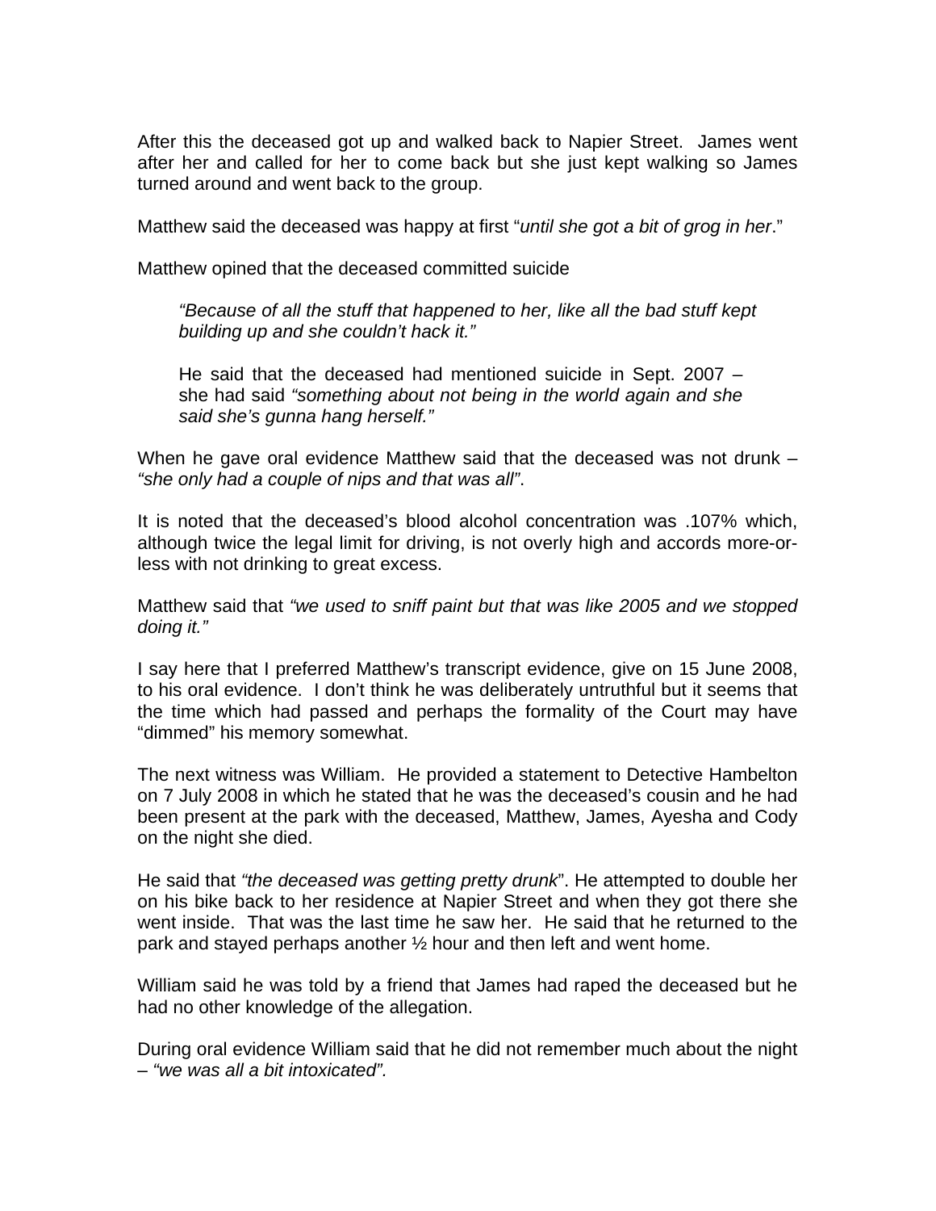After this the deceased got up and walked back to Napier Street. James went after her and called for her to come back but she just kept walking so James turned around and went back to the group.

Matthew said the deceased was happy at first "*until she got a bit of grog in her*."

Matthew opined that the deceased committed suicide

> *"Because of all the stuff that happened to her, like all the bad stuff kept building up and she couldn't hack it."*
>
> He said that the deceased had mentioned suicide in Sept. 2007 – she had said *"something about not being in the world again and she said she's gunna hang herself."*

When he gave oral evidence Matthew said that the deceased was not drunk – *"she only had a couple of nips and that was all"*.

It is noted that the deceased's blood alcohol concentration was .107% which, although twice the legal limit for driving, is not overly high and accords more-or-less with not drinking to great excess.

Matthew said that *"we used to sniff paint but that was like 2005 and we stopped doing it."*

I say here that I preferred Matthew's transcript evidence, give on 15 June 2008, to his oral evidence. I don't think he was deliberately untruthful but it seems that the time which had passed and perhaps the formality of the Court may have "dimmed" his memory somewhat.

The next witness was William. He provided a statement to Detective Hambelton on 7 July 2008 in which he stated that he was the deceased's cousin and he had been present at the park with the deceased, Matthew, James, Ayesha and Cody on the night she died.

He said that *"the deceased was getting pretty drunk*". He attempted to double her on his bike back to her residence at Napier Street and when they got there she went inside. That was the last time he saw her. He said that he returned to the park and stayed perhaps another ½ hour and then left and went home.

William said he was told by a friend that James had raped the deceased but he had no other knowledge of the allegation.

During oral evidence William said that he did not remember much about the night – *"we was all a bit intoxicated".*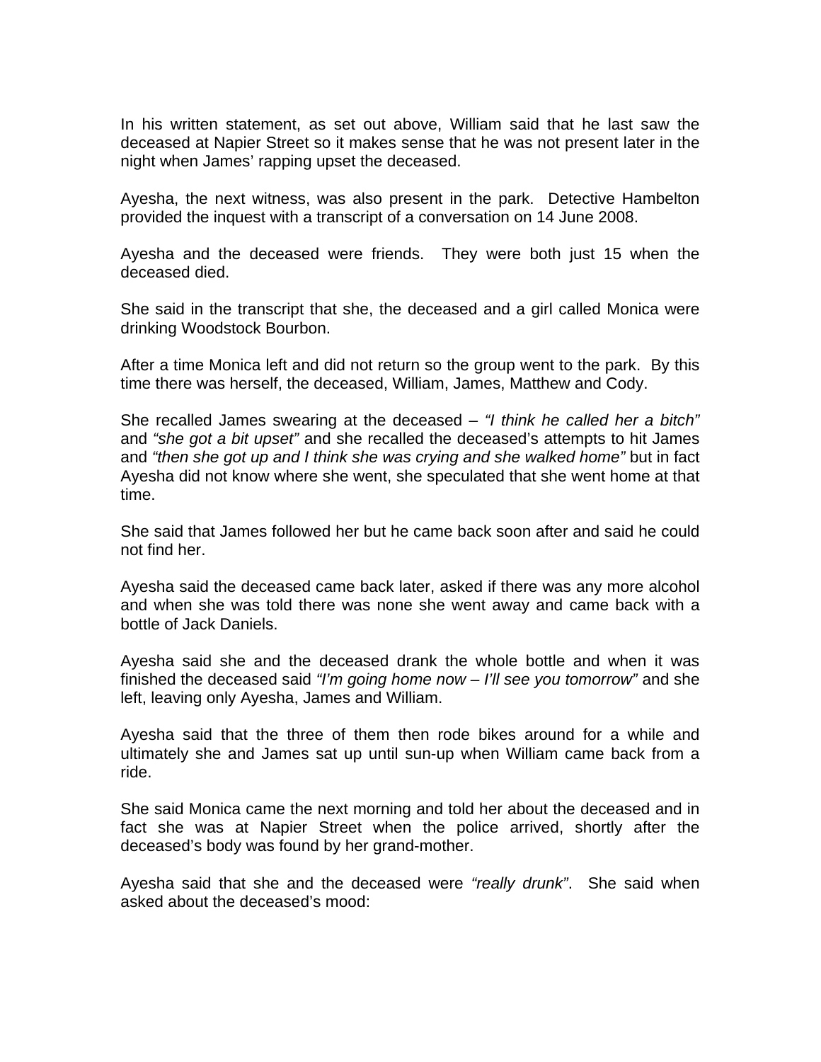In his written statement, as set out above, William said that he last saw the deceased at Napier Street so it makes sense that he was not present later in the night when James' rapping upset the deceased.

Ayesha, the next witness, was also present in the park. Detective Hambelton provided the inquest with a transcript of a conversation on 14 June 2008.

Ayesha and the deceased were friends. They were both just 15 when the deceased died.

She said in the transcript that she, the deceased and a girl called Monica were drinking Woodstock Bourbon.

After a time Monica left and did not return so the group went to the park. By this time there was herself, the deceased, William, James, Matthew and Cody.

She recalled James swearing at the deceased – *"I think he called her a bitch"* and *"she got a bit upset"* and she recalled the deceased's attempts to hit James and *"then she got up and I think she was crying and she walked home"* but in fact Ayesha did not know where she went, she speculated that she went home at that time.

She said that James followed her but he came back soon after and said he could not find her.

Ayesha said the deceased came back later, asked if there was any more alcohol and when she was told there was none she went away and came back with a bottle of Jack Daniels.

Ayesha said she and the deceased drank the whole bottle and when it was finished the deceased said *"I'm going home now – I'll see you tomorrow"* and she left, leaving only Ayesha, James and William.

Ayesha said that the three of them then rode bikes around for a while and ultimately she and James sat up until sun-up when William came back from a ride.

She said Monica came the next morning and told her about the deceased and in fact she was at Napier Street when the police arrived, shortly after the deceased's body was found by her grand-mother.

Ayesha said that she and the deceased were *"really drunk"*. She said when asked about the deceased's mood: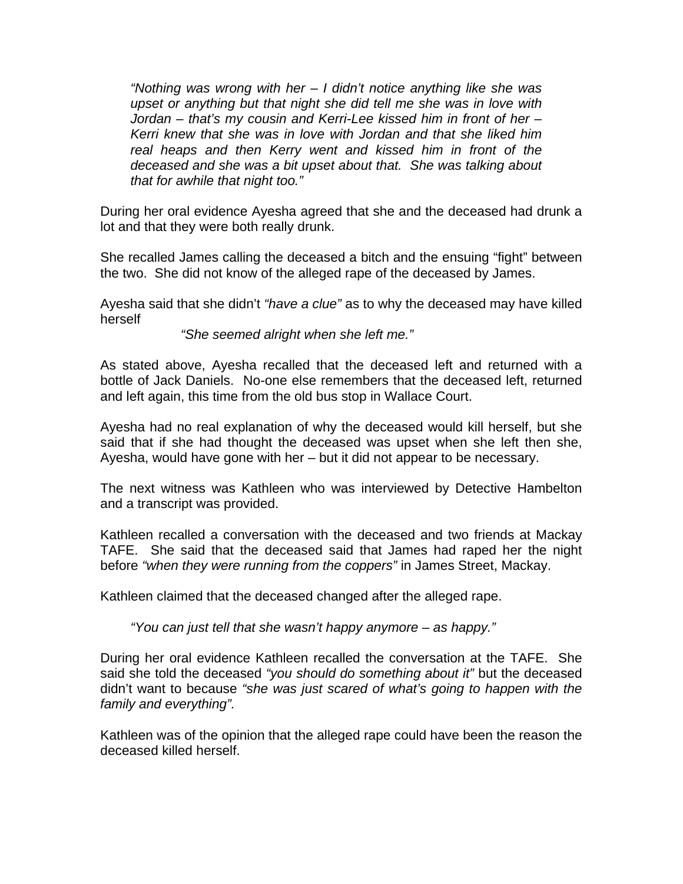> *"Nothing was wrong with her – I didn't notice anything like she was upset or anything but that night she did tell me she was in love with Jordan – that's my cousin and Kerri-Lee kissed him in front of her – Kerri knew that she was in love with Jordan and that she liked him real heaps and then Kerry went and kissed him in front of the deceased and she was a bit upset about that. She was talking about that for awhile that night too."*

During her oral evidence Ayesha agreed that she and the deceased had drunk a lot and that they were both really drunk.

She recalled James calling the deceased a bitch and the ensuing "fight" between the two. She did not know of the alleged rape of the deceased by James.

Ayesha said that she didn't *"have a clue"* as to why the deceased may have killed herself

> *"She seemed alright when she left me."*

As stated above, Ayesha recalled that the deceased left and returned with a bottle of Jack Daniels. No-one else remembers that the deceased left, returned and left again, this time from the old bus stop in Wallace Court.

Ayesha had no real explanation of why the deceased would kill herself, but she said that if she had thought the deceased was upset when she left then she, Ayesha, would have gone with her – but it did not appear to be necessary.

The next witness was Kathleen who was interviewed by Detective Hambelton and a transcript was provided.

Kathleen recalled a conversation with the deceased and two friends at Mackay TAFE. She said that the deceased said that James had raped her the night before *"when they were running from the coppers"* in James Street, Mackay.

Kathleen claimed that the deceased changed after the alleged rape.

> *"You can just tell that she wasn't happy anymore – as happy."*

During her oral evidence Kathleen recalled the conversation at the TAFE. She said she told the deceased *"you should do something about it"* but the deceased didn't want to because *"she was just scared of what's going to happen with the family and everything".*

Kathleen was of the opinion that the alleged rape could have been the reason the deceased killed herself.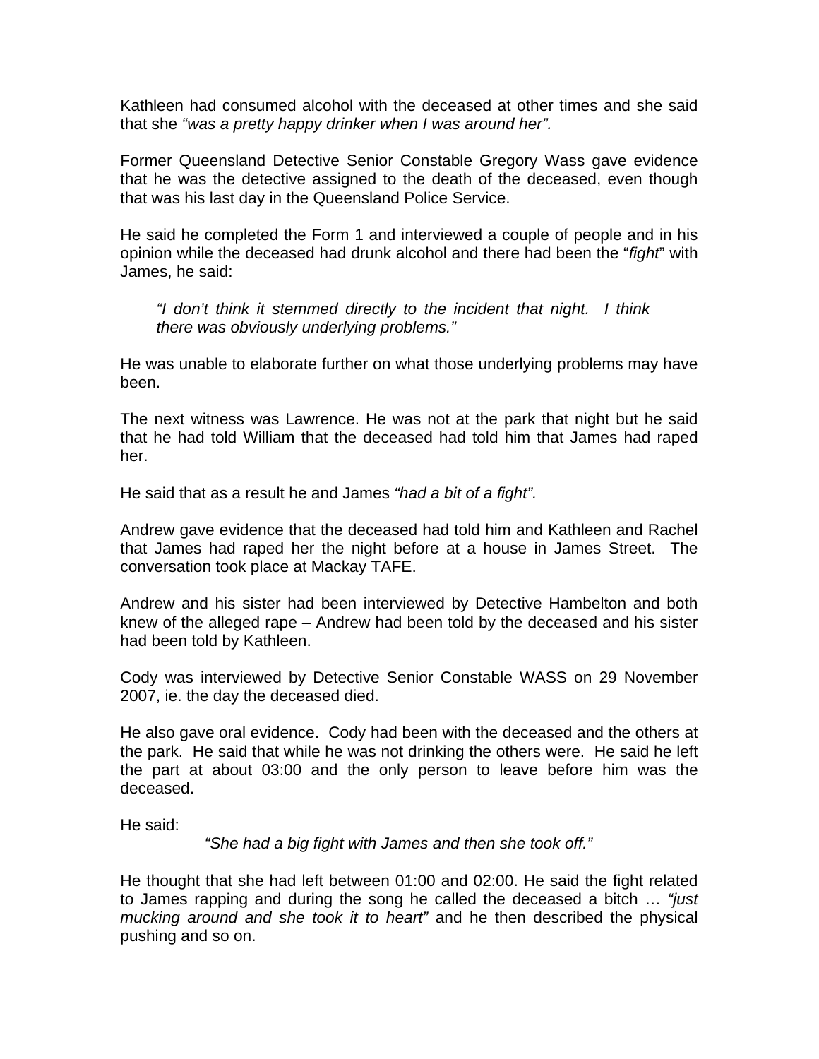Kathleen had consumed alcohol with the deceased at other times and she said that she *"was a pretty happy drinker when I was around her".*

Former Queensland Detective Senior Constable Gregory Wass gave evidence that he was the detective assigned to the death of the deceased, even though that was his last day in the Queensland Police Service.

He said he completed the Form 1 and interviewed a couple of people and in his opinion while the deceased had drunk alcohol and there had been the "*fight*" with James, he said:

> *"I don't think it stemmed directly to the incident that night. I think there was obviously underlying problems."*

He was unable to elaborate further on what those underlying problems may have been.

The next witness was Lawrence. He was not at the park that night but he said that he had told William that the deceased had told him that James had raped her.

He said that as a result he and James *"had a bit of a fight".*

Andrew gave evidence that the deceased had told him and Kathleen and Rachel that James had raped her the night before at a house in James Street. The conversation took place at Mackay TAFE.

Andrew and his sister had been interviewed by Detective Hambelton and both knew of the alleged rape – Andrew had been told by the deceased and his sister had been told by Kathleen.

Cody was interviewed by Detective Senior Constable WASS on 29 November 2007, ie. the day the deceased died.

He also gave oral evidence. Cody had been with the deceased and the others at the park. He said that while he was not drinking the others were. He said he left the part at about 03:00 and the only person to leave before him was the deceased.

He said:

> *"She had a big fight with James and then she took off."*

He thought that she had left between 01:00 and 02:00. He said the fight related to James rapping and during the song he called the deceased a bitch … *"just mucking around and she took it to heart"* and he then described the physical pushing and so on.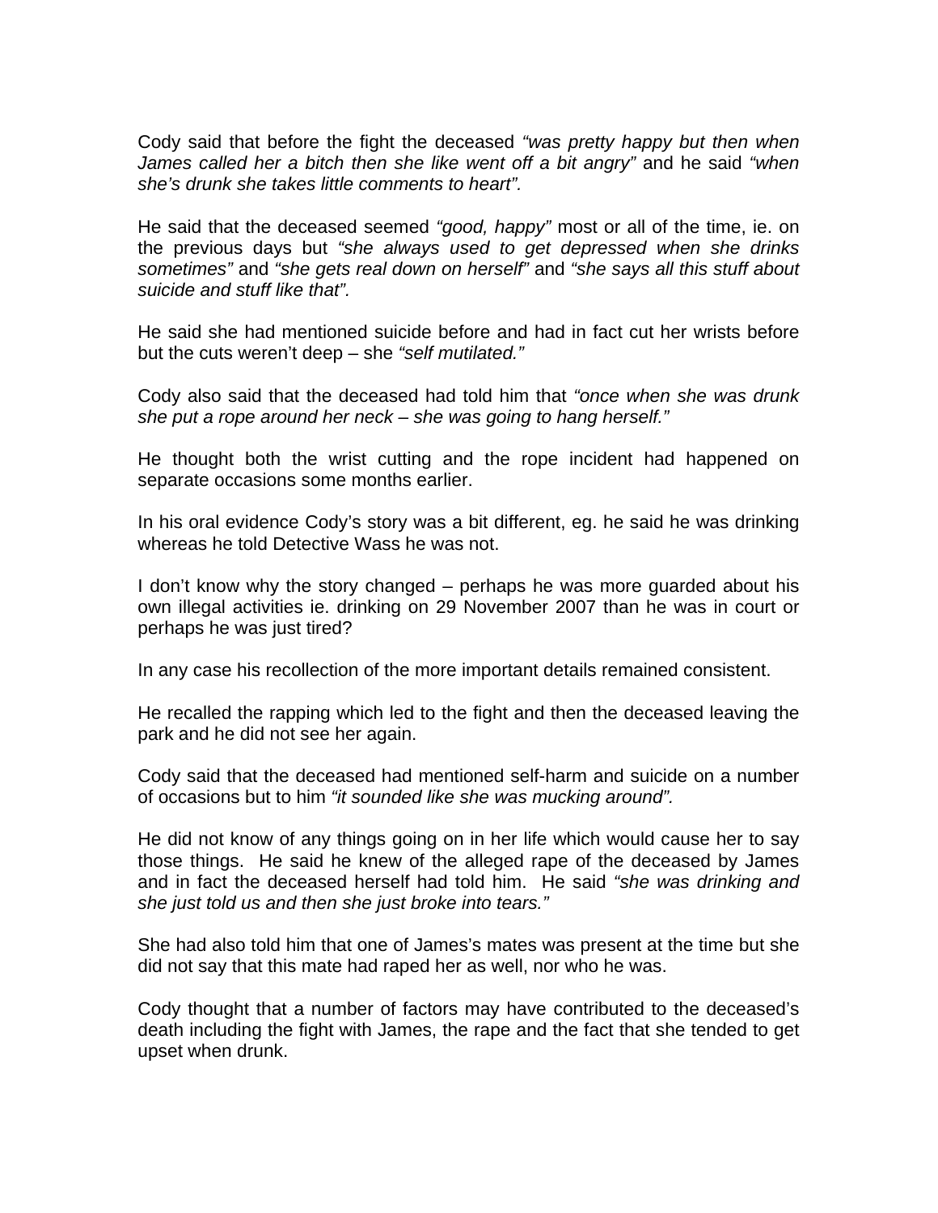Cody said that before the fight the deceased *"was pretty happy but then when James called her a bitch then she like went off a bit angry"* and he said *"when she's drunk she takes little comments to heart".*

He said that the deceased seemed *"good, happy"* most or all of the time, ie. on the previous days but *"she always used to get depressed when she drinks sometimes"* and *"she gets real down on herself"* and *"she says all this stuff about suicide and stuff like that".*

He said she had mentioned suicide before and had in fact cut her wrists before but the cuts weren't deep – she *"self mutilated."*

Cody also said that the deceased had told him that *"once when she was drunk she put a rope around her neck – she was going to hang herself."*

He thought both the wrist cutting and the rope incident had happened on separate occasions some months earlier.

In his oral evidence Cody's story was a bit different, eg. he said he was drinking whereas he told Detective Wass he was not.

I don't know why the story changed – perhaps he was more guarded about his own illegal activities ie. drinking on 29 November 2007 than he was in court or perhaps he was just tired?

In any case his recollection of the more important details remained consistent.

He recalled the rapping which led to the fight and then the deceased leaving the park and he did not see her again.

Cody said that the deceased had mentioned self-harm and suicide on a number of occasions but to him *"it sounded like she was mucking around".*

He did not know of any things going on in her life which would cause her to say those things. He said he knew of the alleged rape of the deceased by James and in fact the deceased herself had told him. He said *"she was drinking and she just told us and then she just broke into tears."*

She had also told him that one of James's mates was present at the time but she did not say that this mate had raped her as well, nor who he was.

Cody thought that a number of factors may have contributed to the deceased's death including the fight with James, the rape and the fact that she tended to get upset when drunk.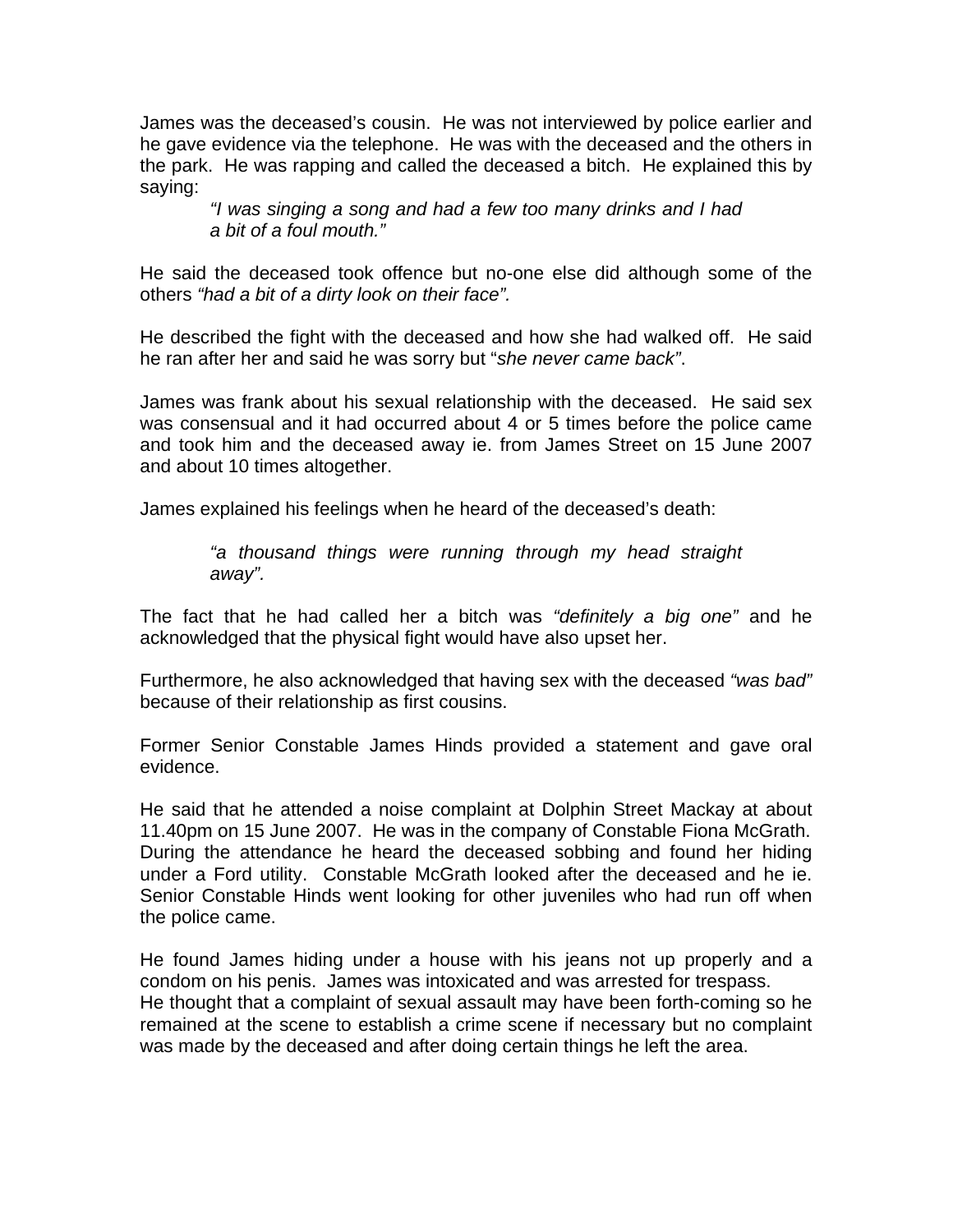James was the deceased's cousin. He was not interviewed by police earlier and he gave evidence via the telephone. He was with the deceased and the others in the park. He was rapping and called the deceased a bitch. He explained this by saying:

> *"I was singing a song and had a few too many drinks and I had a bit of a foul mouth."*

He said the deceased took offence but no-one else did although some of the others *"had a bit of a dirty look on their face".*

He described the fight with the deceased and how she had walked off. He said he ran after her and said he was sorry but "*she never came back"*.

James was frank about his sexual relationship with the deceased. He said sex was consensual and it had occurred about 4 or 5 times before the police came and took him and the deceased away ie. from James Street on 15 June 2007 and about 10 times altogether.

James explained his feelings when he heard of the deceased's death:

> *"a thousand things were running through my head straight away".*

The fact that he had called her a bitch was *"definitely a big one"* and he acknowledged that the physical fight would have also upset her.

Furthermore, he also acknowledged that having sex with the deceased *"was bad"* because of their relationship as first cousins.

Former Senior Constable James Hinds provided a statement and gave oral evidence.

He said that he attended a noise complaint at Dolphin Street Mackay at about 11.40pm on 15 June 2007. He was in the company of Constable Fiona McGrath. During the attendance he heard the deceased sobbing and found her hiding under a Ford utility. Constable McGrath looked after the deceased and he ie. Senior Constable Hinds went looking for other juveniles who had run off when the police came.

He found James hiding under a house with his jeans not up properly and a condom on his penis. James was intoxicated and was arrested for trespass.
He thought that a complaint of sexual assault may have been forth-coming so he remained at the scene to establish a crime scene if necessary but no complaint was made by the deceased and after doing certain things he left the area.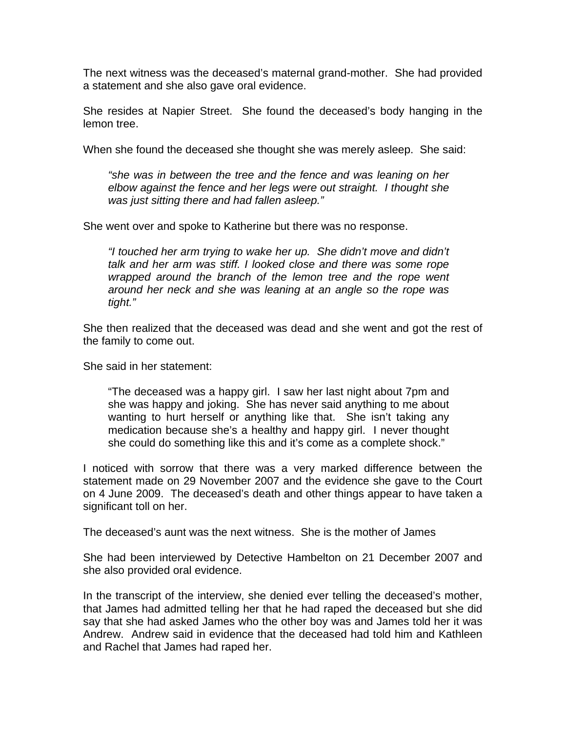The next witness was the deceased's maternal grand-mother. She had provided a statement and she also gave oral evidence.

She resides at Napier Street. She found the deceased's body hanging in the lemon tree.

When she found the deceased she thought she was merely asleep. She said:

> *"she was in between the tree and the fence and was leaning on her elbow against the fence and her legs were out straight. I thought she was just sitting there and had fallen asleep."*

She went over and spoke to Katherine but there was no response.

> *"I touched her arm trying to wake her up. She didn't move and didn't talk and her arm was stiff. I looked close and there was some rope wrapped around the branch of the lemon tree and the rope went around her neck and she was leaning at an angle so the rope was tight."*

She then realized that the deceased was dead and she went and got the rest of the family to come out.

She said in her statement:

> "The deceased was a happy girl. I saw her last night about 7pm and she was happy and joking. She has never said anything to me about wanting to hurt herself or anything like that. She isn't taking any medication because she's a healthy and happy girl. I never thought she could do something like this and it's come as a complete shock."

I noticed with sorrow that there was a very marked difference between the statement made on 29 November 2007 and the evidence she gave to the Court on 4 June 2009. The deceased's death and other things appear to have taken a significant toll on her.

The deceased's aunt was the next witness. She is the mother of James

She had been interviewed by Detective Hambelton on 21 December 2007 and she also provided oral evidence.

In the transcript of the interview, she denied ever telling the deceased's mother, that James had admitted telling her that he had raped the deceased but she did say that she had asked James who the other boy was and James told her it was Andrew. Andrew said in evidence that the deceased had told him and Kathleen and Rachel that James had raped her.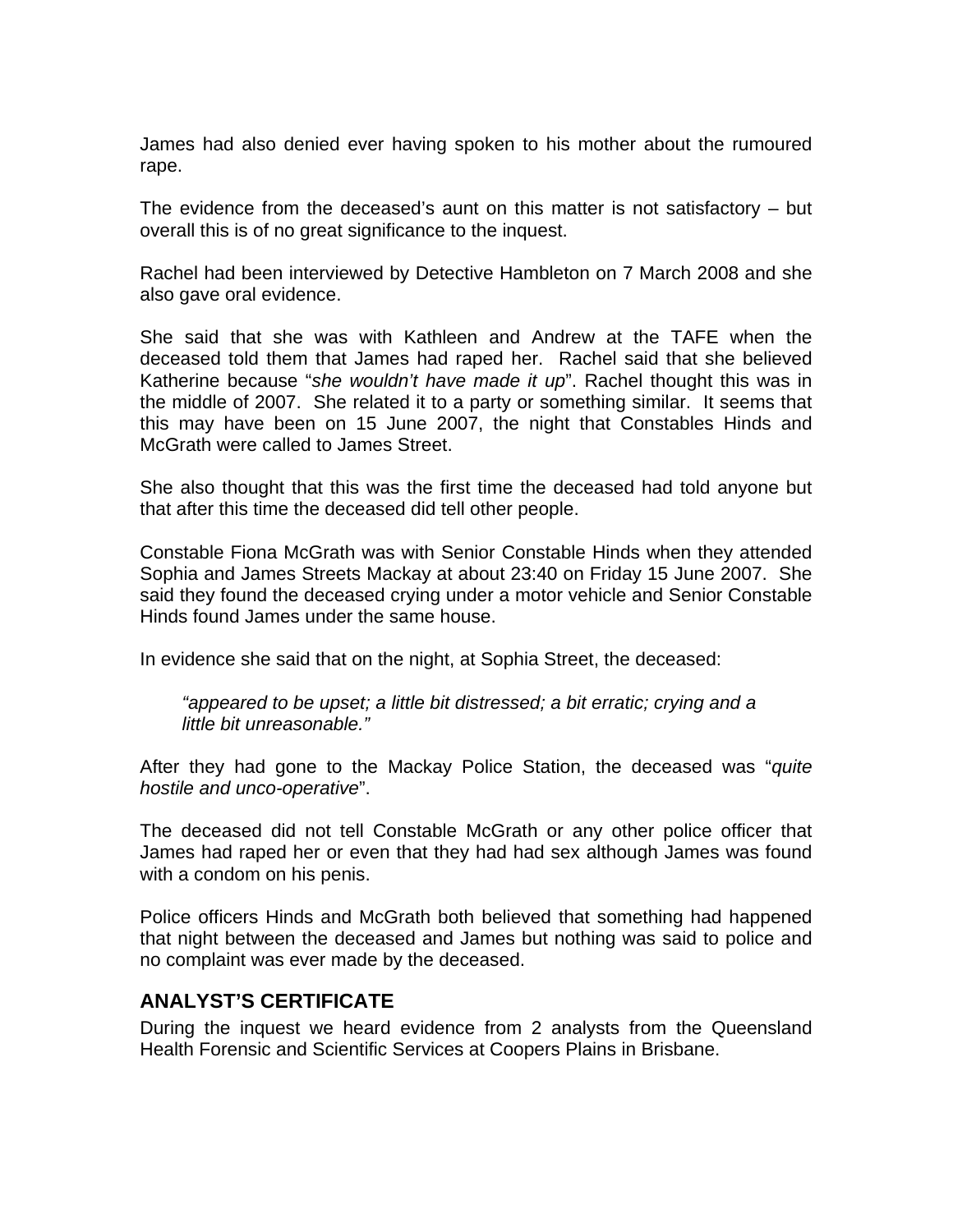James had also denied ever having spoken to his mother about the rumoured rape.

The evidence from the deceased's aunt on this matter is not satisfactory – but overall this is of no great significance to the inquest.

Rachel had been interviewed by Detective Hambleton on 7 March 2008 and she also gave oral evidence.

She said that she was with Kathleen and Andrew at the TAFE when the deceased told them that James had raped her. Rachel said that she believed Katherine because "*she wouldn't have made it up*". Rachel thought this was in the middle of 2007. She related it to a party or something similar. It seems that this may have been on 15 June 2007, the night that Constables Hinds and McGrath were called to James Street.

She also thought that this was the first time the deceased had told anyone but that after this time the deceased did tell other people.

Constable Fiona McGrath was with Senior Constable Hinds when they attended Sophia and James Streets Mackay at about 23:40 on Friday 15 June 2007. She said they found the deceased crying under a motor vehicle and Senior Constable Hinds found James under the same house.

In evidence she said that on the night, at Sophia Street, the deceased:

> *"appeared to be upset; a little bit distressed; a bit erratic; crying and a little bit unreasonable."*

After they had gone to the Mackay Police Station, the deceased was "*quite hostile and unco-operative*".

The deceased did not tell Constable McGrath or any other police officer that James had raped her or even that they had had sex although James was found with a condom on his penis.

Police officers Hinds and McGrath both believed that something had happened that night between the deceased and James but nothing was said to police and no complaint was ever made by the deceased.

## ANALYST'S CERTIFICATE

During the inquest we heard evidence from 2 analysts from the Queensland Health Forensic and Scientific Services at Coopers Plains in Brisbane.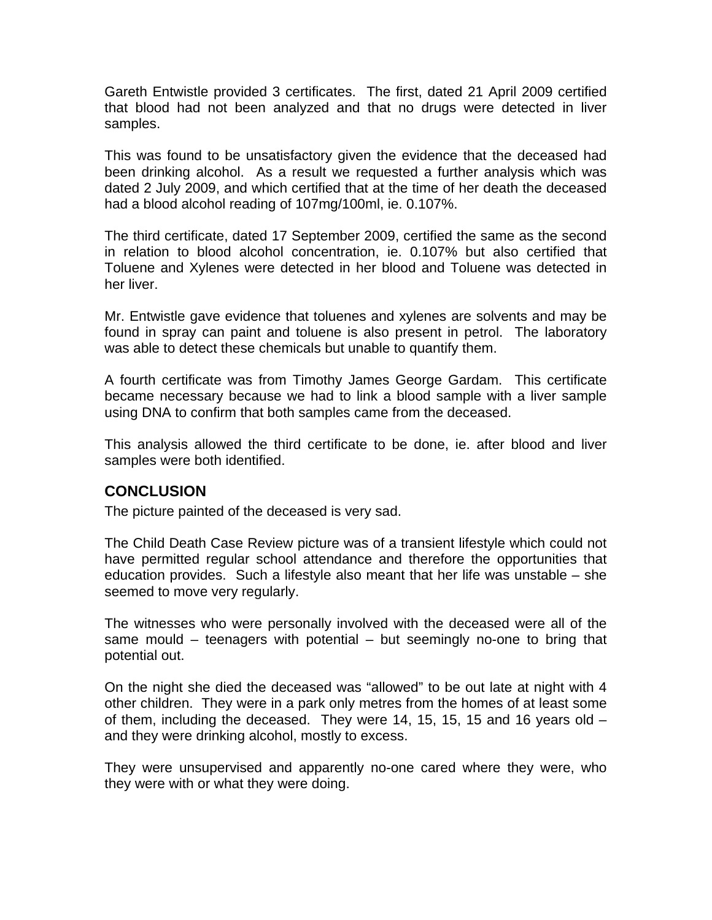Gareth Entwistle provided 3 certificates. The first, dated 21 April 2009 certified that blood had not been analyzed and that no drugs were detected in liver samples.

This was found to be unsatisfactory given the evidence that the deceased had been drinking alcohol. As a result we requested a further analysis which was dated 2 July 2009, and which certified that at the time of her death the deceased had a blood alcohol reading of 107mg/100ml, ie. 0.107%.

The third certificate, dated 17 September 2009, certified the same as the second in relation to blood alcohol concentration, ie. 0.107% but also certified that Toluene and Xylenes were detected in her blood and Toluene was detected in her liver.

Mr. Entwistle gave evidence that toluenes and xylenes are solvents and may be found in spray can paint and toluene is also present in petrol. The laboratory was able to detect these chemicals but unable to quantify them.

A fourth certificate was from Timothy James George Gardam. This certificate became necessary because we had to link a blood sample with a liver sample using DNA to confirm that both samples came from the deceased.

This analysis allowed the third certificate to be done, ie. after blood and liver samples were both identified.

## CONCLUSION

The picture painted of the deceased is very sad.

The Child Death Case Review picture was of a transient lifestyle which could not have permitted regular school attendance and therefore the opportunities that education provides. Such a lifestyle also meant that her life was unstable – she seemed to move very regularly.

The witnesses who were personally involved with the deceased were all of the same mould – teenagers with potential – but seemingly no-one to bring that potential out.

On the night she died the deceased was "allowed" to be out late at night with 4 other children. They were in a park only metres from the homes of at least some of them, including the deceased. They were 14, 15, 15, 15 and 16 years old – and they were drinking alcohol, mostly to excess.

They were unsupervised and apparently no-one cared where they were, who they were with or what they were doing.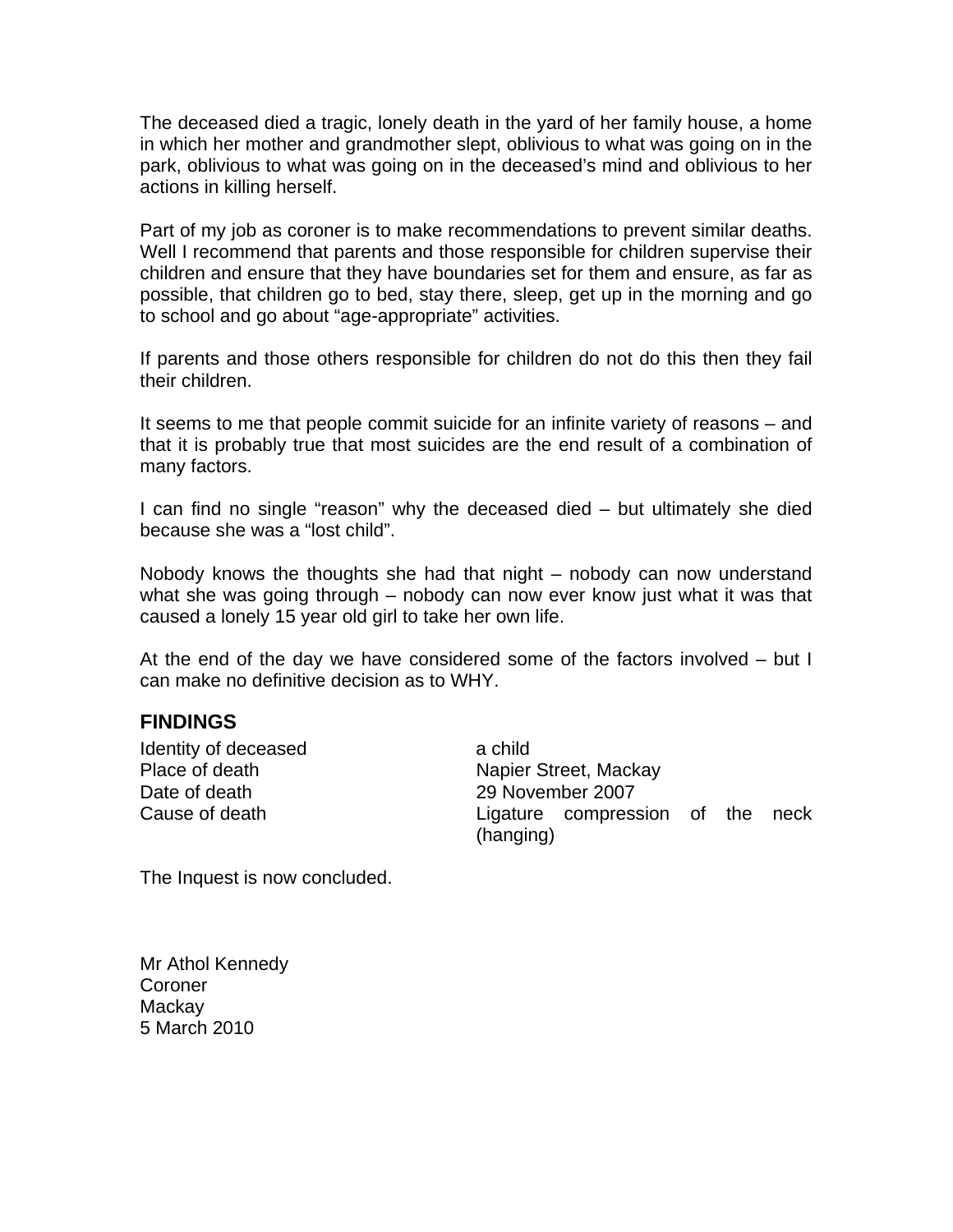The deceased died a tragic, lonely death in the yard of her family house, a home in which her mother and grandmother slept, oblivious to what was going on in the park, oblivious to what was going on in the deceased's mind and oblivious to her actions in killing herself.

Part of my job as coroner is to make recommendations to prevent similar deaths. Well I recommend that parents and those responsible for children supervise their children and ensure that they have boundaries set for them and ensure, as far as possible, that children go to bed, stay there, sleep, get up in the morning and go to school and go about "age-appropriate" activities.

If parents and those others responsible for children do not do this then they fail their children.

It seems to me that people commit suicide for an infinite variety of reasons – and that it is probably true that most suicides are the end result of a combination of many factors.

I can find no single "reason" why the deceased died – but ultimately she died because she was a "lost child".

Nobody knows the thoughts she had that night – nobody can now understand what she was going through – nobody can now ever know just what it was that caused a lonely 15 year old girl to take her own life.

At the end of the day we have considered some of the factors involved – but I can make no definitive decision as to WHY.

## FINDINGS

| | |
|---|---|
| Identity of deceased | a child |
| Place of death | Napier Street, Mackay |
| Date of death | 29 November 2007 |
| Cause of death | Ligature compression of the neck (hanging) |

The Inquest is now concluded.

Mr Athol Kennedy
Coroner
Mackay
5 March 2010